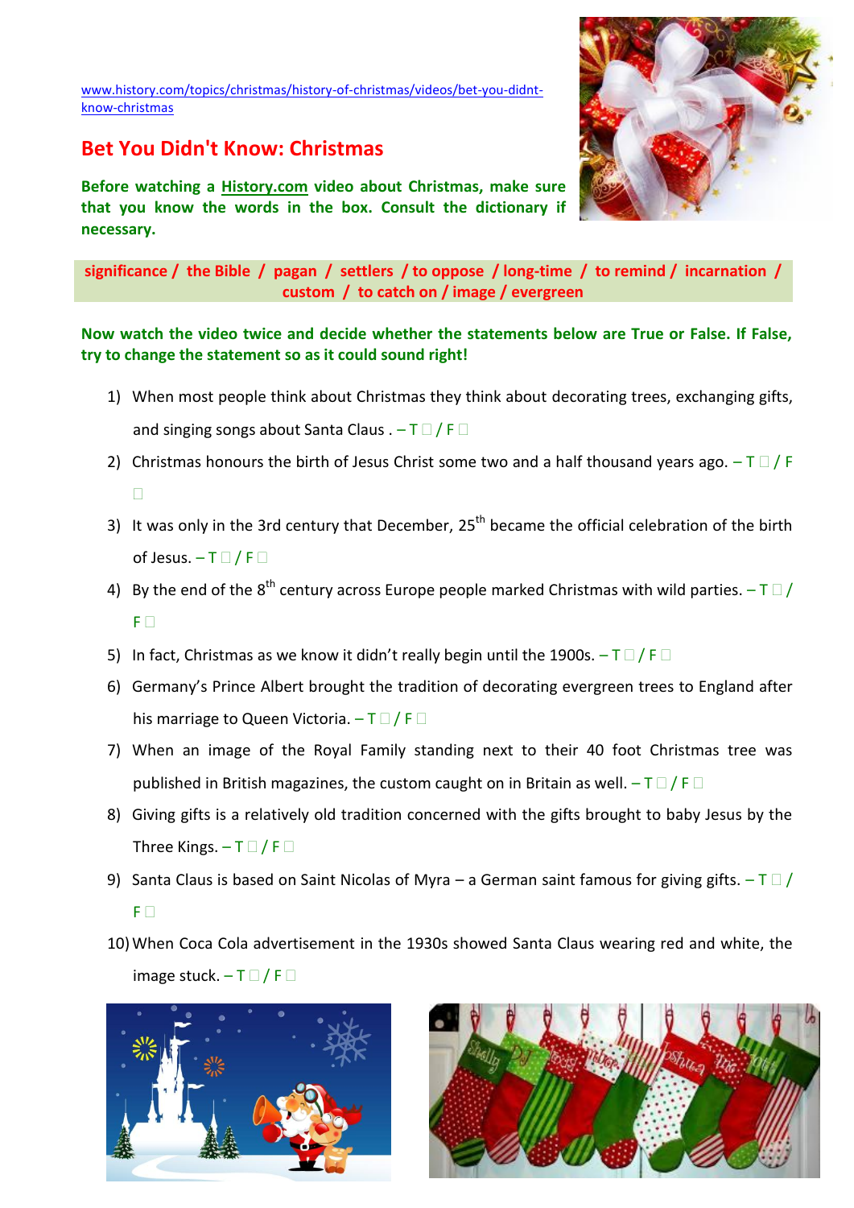www.history.com/topics/christmas/history-of-christmas/videos/bet-you-didnt-know-christmas

# Bet You Didn't Know: Christmas

**Before watching a History.com video about Christmas, make sure that you know the words in the box. Consult the dictionary if necessary.**

**significance / the Bible / pagan / settlers / to oppose / long-time / to remind / incarnation / custom / to catch on / image / evergreen**

**Now watch the video twice and decide whether the statements below are True or False. If False, try to change the statement so as it could sound right!**

1) When most people think about Christmas they think about decorating trees, exchanging gifts, and singing songs about Santa Claus . – T ☐ / F ☐
2) Christmas honours the birth of Jesus Christ some two and a half thousand years ago. – T ☐ / F ☐
3) It was only in the 3rd century that December, 25th became the official celebration of the birth of Jesus. – T ☐ / F ☐
4) By the end of the 8th century across Europe people marked Christmas with wild parties. – T ☐ / F ☐
5) In fact, Christmas as we know it didn't really begin until the 1900s. – T ☐ / F ☐
6) Germany's Prince Albert brought the tradition of decorating evergreen trees to England after his marriage to Queen Victoria. – T ☐ / F ☐
7) When an image of the Royal Family standing next to their 40 foot Christmas tree was published in British magazines, the custom caught on in Britain as well. – T ☐ / F ☐
8) Giving gifts is a relatively old tradition concerned with the gifts brought to baby Jesus by the Three Kings. – T ☐ / F ☐
9) Santa Claus is based on Saint Nicolas of Myra – a German saint famous for giving gifts. – T ☐ / F ☐
10) When Coca Cola advertisement in the 1930s showed Santa Claus wearing red and white, the image stuck. – T ☐ / F ☐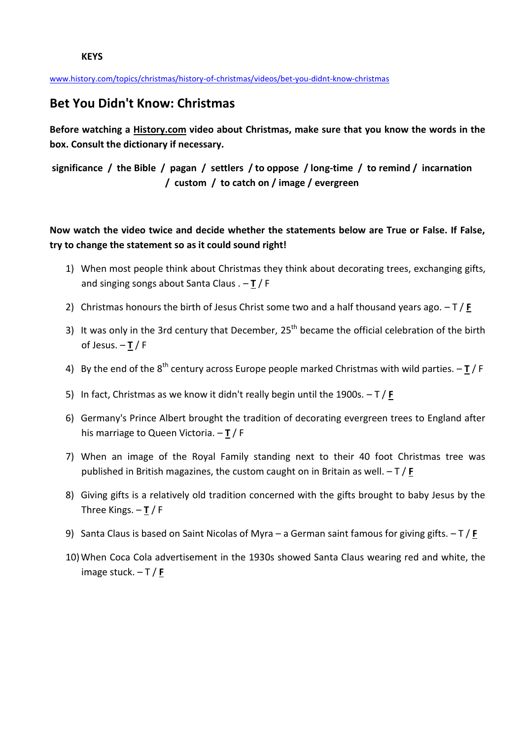**KEYS**

www.history.com/topics/christmas/history-of-christmas/videos/bet-you-didnt-know-christmas

## Bet You Didn't Know: Christmas

**Before watching a History.com video about Christmas, make sure that you know the words in the box. Consult the dictionary if necessary.**

**significance / the Bible / pagan / settlers / to oppose / long-time / to remind / incarnation / custom / to catch on / image / evergreen**

**Now watch the video twice and decide whether the statements below are True or False. If False, try to change the statement so as it could sound right!**

1) When most people think about Christmas they think about decorating trees, exchanging gifts, and singing songs about Santa Claus . – **T** / F
2) Christmas honours the birth of Jesus Christ some two and a half thousand years ago. – T / **F**
3) It was only in the 3rd century that December, 25th became the official celebration of the birth of Jesus. – **T** / F
4) By the end of the 8th century across Europe people marked Christmas with wild parties. – **T** / F
5) In fact, Christmas as we know it didn't really begin until the 1900s. – T / **F**
6) Germany's Prince Albert brought the tradition of decorating evergreen trees to England after his marriage to Queen Victoria. – **T** / F
7) When an image of the Royal Family standing next to their 40 foot Christmas tree was published in British magazines, the custom caught on in Britain as well. – T / **F**
8) Giving gifts is a relatively old tradition concerned with the gifts brought to baby Jesus by the Three Kings. – **T** / F
9) Santa Claus is based on Saint Nicolas of Myra – a German saint famous for giving gifts. – T / **F**
10) When Coca Cola advertisement in the 1930s showed Santa Claus wearing red and white, the image stuck. – T / **F**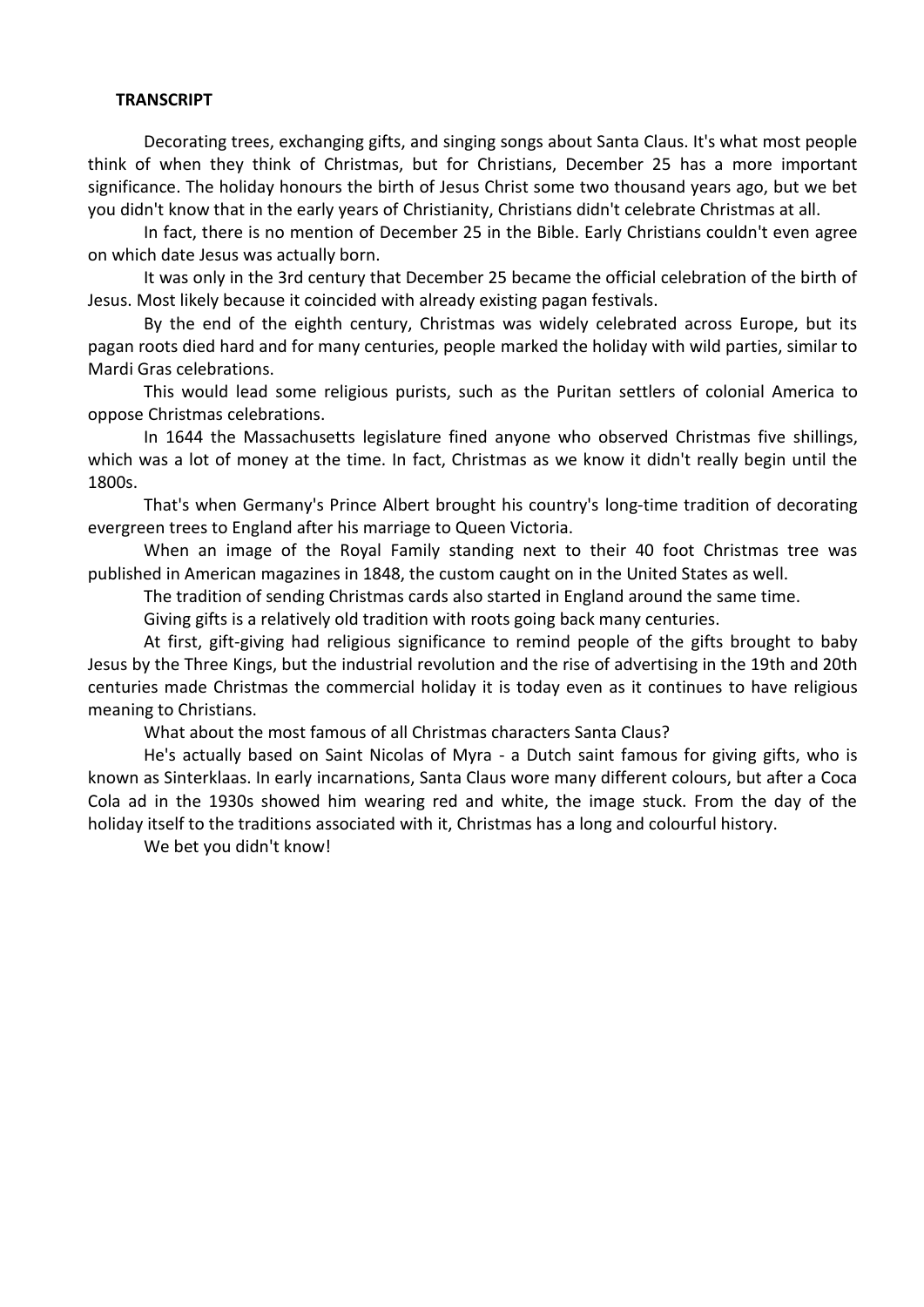**TRANSCRIPT**

Decorating trees, exchanging gifts, and singing songs about Santa Claus. It's what most people think of when they think of Christmas, but for Christians, December 25 has a more important significance. The holiday honours the birth of Jesus Christ some two thousand years ago, but we bet you didn't know that in the early years of Christianity, Christians didn't celebrate Christmas at all.

In fact, there is no mention of December 25 in the Bible. Early Christians couldn't even agree on which date Jesus was actually born.

It was only in the 3rd century that December 25 became the official celebration of the birth of Jesus. Most likely because it coincided with already existing pagan festivals.

By the end of the eighth century, Christmas was widely celebrated across Europe, but its pagan roots died hard and for many centuries, people marked the holiday with wild parties, similar to Mardi Gras celebrations.

This would lead some religious purists, such as the Puritan settlers of colonial America to oppose Christmas celebrations.

In 1644 the Massachusetts legislature fined anyone who observed Christmas five shillings, which was a lot of money at the time. In fact, Christmas as we know it didn't really begin until the 1800s.

That's when Germany's Prince Albert brought his country's long-time tradition of decorating evergreen trees to England after his marriage to Queen Victoria.

When an image of the Royal Family standing next to their 40 foot Christmas tree was published in American magazines in 1848, the custom caught on in the United States as well.

The tradition of sending Christmas cards also started in England around the same time.

Giving gifts is a relatively old tradition with roots going back many centuries.

At first, gift-giving had religious significance to remind people of the gifts brought to baby Jesus by the Three Kings, but the industrial revolution and the rise of advertising in the 19th and 20th centuries made Christmas the commercial holiday it is today even as it continues to have religious meaning to Christians.

What about the most famous of all Christmas characters Santa Claus?

He's actually based on Saint Nicolas of Myra - a Dutch saint famous for giving gifts, who is known as Sinterklaas. In early incarnations, Santa Claus wore many different colours, but after a Coca Cola ad in the 1930s showed him wearing red and white, the image stuck. From the day of the holiday itself to the traditions associated with it, Christmas has a long and colourful history.

We bet you didn't know!